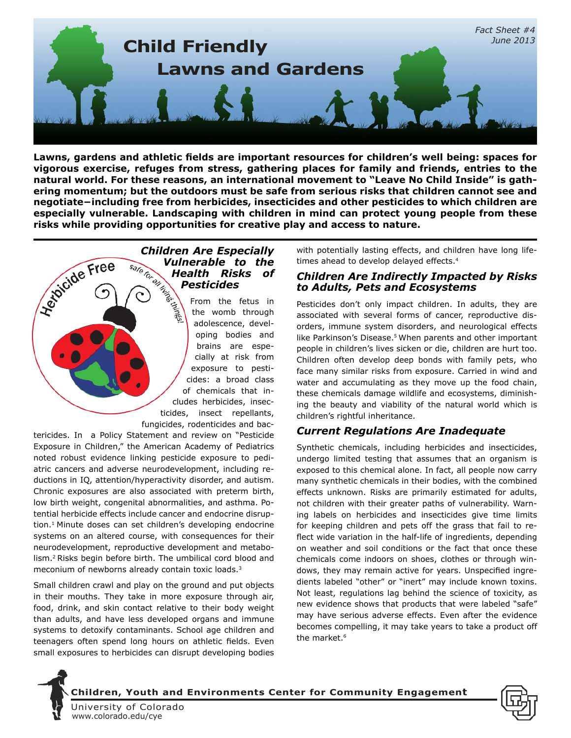Fact Sheet #4
June 2013

# Child Friendly Lawns and Gardens

**Lawns, gardens and athletic fields are important resources for children's well being: spaces for vigorous exercise, refuges from stress, gathering places for family and friends, entries to the natural world. For these reasons, an international movement to "Leave No Child Inside" is gathering momentum; but the outdoors must be safe from serious risks that children cannot see and negotiate–including free from herbicides, insecticides and other pesticides to which children are especially vulnerable. Landscaping with children in mind can protect young people from these risks while providing opportunities for creative play and access to nature.**

Herbicide Free
safe for all living things!

## *Children Are Especially Vulnerable to the Health Risks of Pesticides*

From the fetus in the womb through adolescence, developing bodies and brains are especially at risk from exposure to pesticides: a broad class of chemicals that includes herbicides, insecticides, insect repellants, fungicides, rodenticides and bactericides. In a Policy Statement and review on "Pesticide Exposure in Children," the American Academy of Pediatrics noted robust evidence linking pesticide exposure to pediatric cancers and adverse neurodevelopment, including reductions in IQ, attention/hyperactivity disorder, and autism. Chronic exposures are also associated with preterm birth, low birth weight, congenital abnormalities, and asthma. Potential herbicide effects include cancer and endocrine disruption.[1] Minute doses can set children's developing endocrine systems on an altered course, with consequences for their neurodevelopment, reproductive development and metabolism.[2] Risks begin before birth. The umbilical cord blood and meconium of newborns already contain toxic loads.[3]

Small children crawl and play on the ground and put objects in their mouths. They take in more exposure through air, food, drink, and skin contact relative to their body weight than adults, and have less developed organs and immune systems to detoxify contaminants. School age children and teenagers often spend long hours on athletic fields. Even small exposures to herbicides can disrupt developing bodies with potentially lasting effects, and children have long lifetimes ahead to develop delayed effects.[4]

## *Children Are Indirectly Impacted by Risks to Adults, Pets and Ecosystems*

Pesticides don't only impact children. In adults, they are associated with several forms of cancer, reproductive disorders, immune system disorders, and neurological effects like Parkinson's Disease.[5] When parents and other important people in children's lives sicken or die, children are hurt too. Children often develop deep bonds with family pets, who face many similar risks from exposure. Carried in wind and water and accumulating as they move up the food chain, these chemicals damage wildlife and ecosystems, diminishing the beauty and viability of the natural world which is children's rightful inheritance.

## *Current Regulations Are Inadequate*

Synthetic chemicals, including herbicides and insecticides, undergo limited testing that assumes that an organism is exposed to this chemical alone. In fact, all people now carry many synthetic chemicals in their bodies, with the combined effects unknown. Risks are primarily estimated for adults, not children with their greater paths of vulnerability. Warning labels on herbicides and insecticides give time limits for keeping children and pets off the grass that fail to reflect wide variation in the half-life of ingredients, depending on weather and soil conditions or the fact that once these chemicals come indoors on shoes, clothes or through windows, they may remain active for years. Unspecified ingredients labeled "other" or "inert" may include known toxins. Not least, regulations lag behind the science of toxicity, as new evidence shows that products that were labeled "safe" may have serious adverse effects. Even after the evidence becomes compelling, it may take years to take a product off the market.[6]

**Children, Youth and Environments Center for Community Engagement**
University of Colorado
www.colorado.edu/cye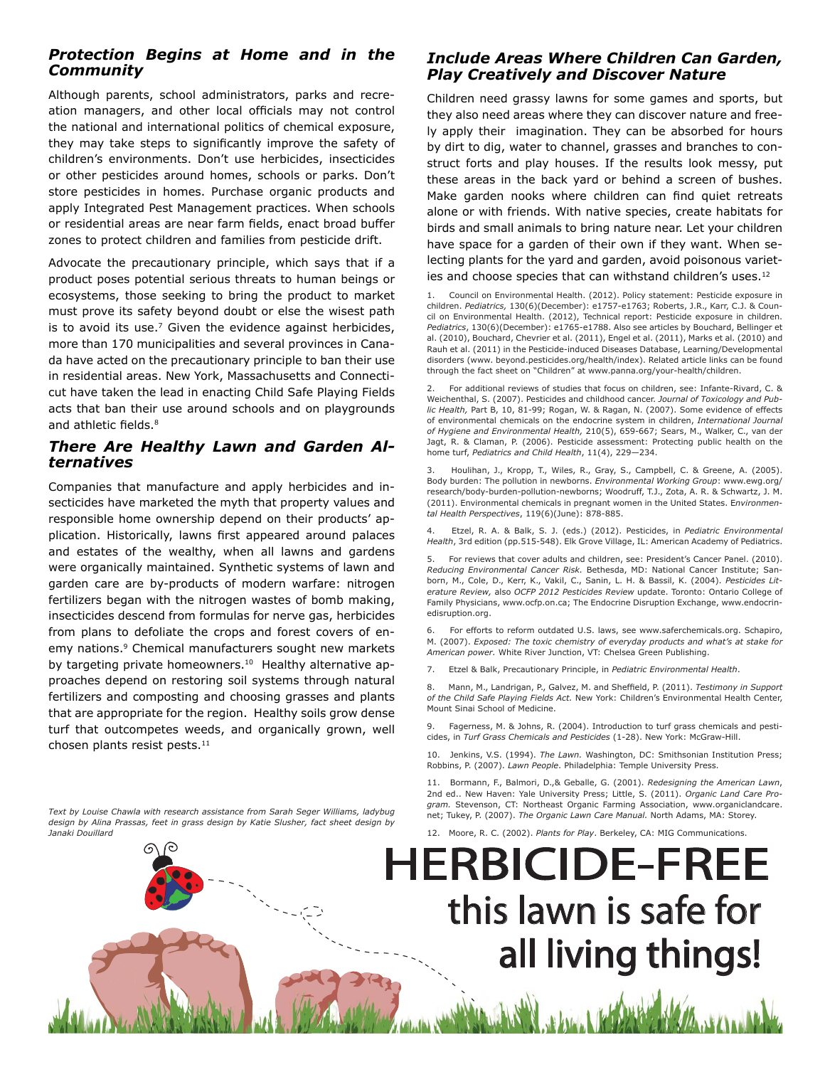### *Protection Begins at Home and in the Community*

Although parents, school administrators, parks and recreation managers, and other local officials may not control the national and international politics of chemical exposure, they may take steps to significantly improve the safety of children's environments. Don't use herbicides, insecticides or other pesticides around homes, schools or parks. Don't store pesticides in homes. Purchase organic products and apply Integrated Pest Management practices. When schools or residential areas are near farm fields, enact broad buffer zones to protect children and families from pesticide drift.

Advocate the precautionary principle, which says that if a product poses potential serious threats to human beings or ecosystems, those seeking to bring the product to market must prove its safety beyond doubt or else the wisest path is to avoid its use.[7] Given the evidence against herbicides, more than 170 municipalities and several provinces in Canada have acted on the precautionary principle to ban their use in residential areas. New York, Massachusetts and Connecticut have taken the lead in enacting Child Safe Playing Fields acts that ban their use around schools and on playgrounds and athletic fields.[8]

### *There Are Healthy Lawn and Garden Alternatives*

Companies that manufacture and apply herbicides and insecticides have marketed the myth that property values and responsible home ownership depend on their products' application. Historically, lawns first appeared around palaces and estates of the wealthy, when all lawns and gardens were organically maintained. Synthetic systems of lawn and garden care are by-products of modern warfare: nitrogen fertilizers began with the nitrogen wastes of bomb making, insecticides descend from formulas for nerve gas, herbicides from plans to defoliate the crops and forest covers of enemy nations.[9] Chemical manufacturers sought new markets by targeting private homeowners.[10] Healthy alternative approaches depend on restoring soil systems through natural fertilizers and composting and choosing grasses and plants that are appropriate for the region. Healthy soils grow dense turf that outcompetes weeds, and organically grown, well chosen plants resist pests.[11]

### *Include Areas Where Children Can Garden, Play Creatively and Discover Nature*

Children need grassy lawns for some games and sports, but they also need areas where they can discover nature and freely apply their imagination. They can be absorbed for hours by dirt to dig, water to channel, grasses and branches to construct forts and play houses. If the results look messy, put these areas in the back yard or behind a screen of bushes. Make garden nooks where children can find quiet retreats alone or with friends. With native species, create habitats for birds and small animals to bring nature near. Let your children have space for a garden of their own if they want. When selecting plants for the yard and garden, avoid poisonous varieties and choose species that can withstand children's uses.[12]

1. Council on Environmental Health. (2012). Policy statement: Pesticide exposure in children. *Pediatrics,* 130(6)(December): e1757-e1763; Roberts, J.R., Karr, C.J. & Council on Environmental Health. (2012), Technical report: Pesticide exposure in children. *Pediatrics*, 130(6)(December): e1765-e1788. Also see articles by Bouchard, Bellinger et al. (2010), Bouchard, Chevrier et al. (2011), Engel et al. (2011), Marks et al. (2010) and Rauh et al. (2011) in the Pesticide-induced Diseases Database, Learning/Developmental disorders (www. beyond.pesticides.org/health/index). Related article links can be found through the fact sheet on "Children" at www.panna.org/your-health/children.

2. For additional reviews of studies that focus on children, see: Infante-Rivard, C. & Weichenthal, S. (2007). Pesticides and childhood cancer. *Journal of Toxicology and Public Health,* Part B, 10, 81-99; Rogan, W. & Ragan, N. (2007). Some evidence of effects of environmental chemicals on the endocrine system in children, *International Journal of Hygiene and Environmental Health,* 210(5), 659-667; Sears, M., Walker, C., van der Jagt, R. & Claman, P. (2006). Pesticide assessment: Protecting public health on the home turf, *Pediatrics and Child Health*, 11(4), 229—234.

3. Houlihan, J., Kropp, T., Wiles, R., Gray, S., Campbell, C. & Greene, A. (2005). Body burden: The pollution in newborns. *Environmental Working Group*: www.ewg.org/research/body-burden-pollution-newborns; Woodruff, T.J., Zota, A. R. & Schwartz, J. M. (2011). Environmental chemicals in pregnant women in the United States. *Environmental Health Perspectives*, 119(6)(June): 878-885.

4. Etzel, R. A. & Balk, S. J. (eds.) (2012). Pesticides, in *Pediatric Environmental Health*, 3rd edition (pp.515-548). Elk Grove Village, IL: American Academy of Pediatrics.

5. For reviews that cover adults and children, see: President's Cancer Panel. (2010). *Reducing Environmental Cancer Risk.* Bethesda, MD: National Cancer Institute; Sanborn, M., Cole, D., Kerr, K., Vakil, C., Sanin, L. H. & Bassil, K. (2004). *Pesticides Literature Review,* also *OCFP 2012 Pesticides Review* update. Toronto: Ontario College of Family Physicians, www.ocfp.on.ca; The Endocrine Disruption Exchange, www.endocrinedisruption.org.

6. For efforts to reform outdated U.S. laws, see www.saferchemicals.org. Schapiro, M. (2007). *Exposed: The toxic chemistry of everyday products and what's at stake for American power.* White River Junction, VT: Chelsea Green Publishing.

7. Etzel & Balk, Precautionary Principle, in *Pediatric Environmental Health*.

8. Mann, M., Landrigan, P., Galvez, M. and Sheffield, P. (2011). *Testimony in Support of the Child Safe Playing Fields Act.* New York: Children's Environmental Health Center, Mount Sinai School of Medicine.

9. Fagerness, M. & Johns, R. (2004). Introduction to turf grass chemicals and pesticides, in *Turf Grass Chemicals and Pesticides* (1-28). New York: McGraw-Hill.

10. Jenkins, V.S. (1994). *The Lawn.* Washington, DC: Smithsonian Institution Press; Robbins, P. (2007). *Lawn People*. Philadelphia: Temple University Press.

11. Bormann, F., Balmori, D.,& Geballe, G. (2001). *Redesigning the American Lawn*, 2nd ed.. New Haven: Yale University Press; Little, S. (2011). *Organic Land Care Program.* Stevenson, CT: Northeast Organic Farming Association, www.organiclandcare.net; Tukey, P. (2007). *The Organic Lawn Care Manual.* North Adams, MA: Storey.

12. Moore, R. C. (2002). *Plants for Play*. Berkeley, CA: MIG Communications.

*Text by Louise Chawla with research assistance from Sarah Seger Williams, ladybug design by Alina Prassas, feet in grass design by Katie Slusher, fact sheet design by Janaki Douillard*

# HERBICIDE-FREE
## this lawn is safe for all living things!